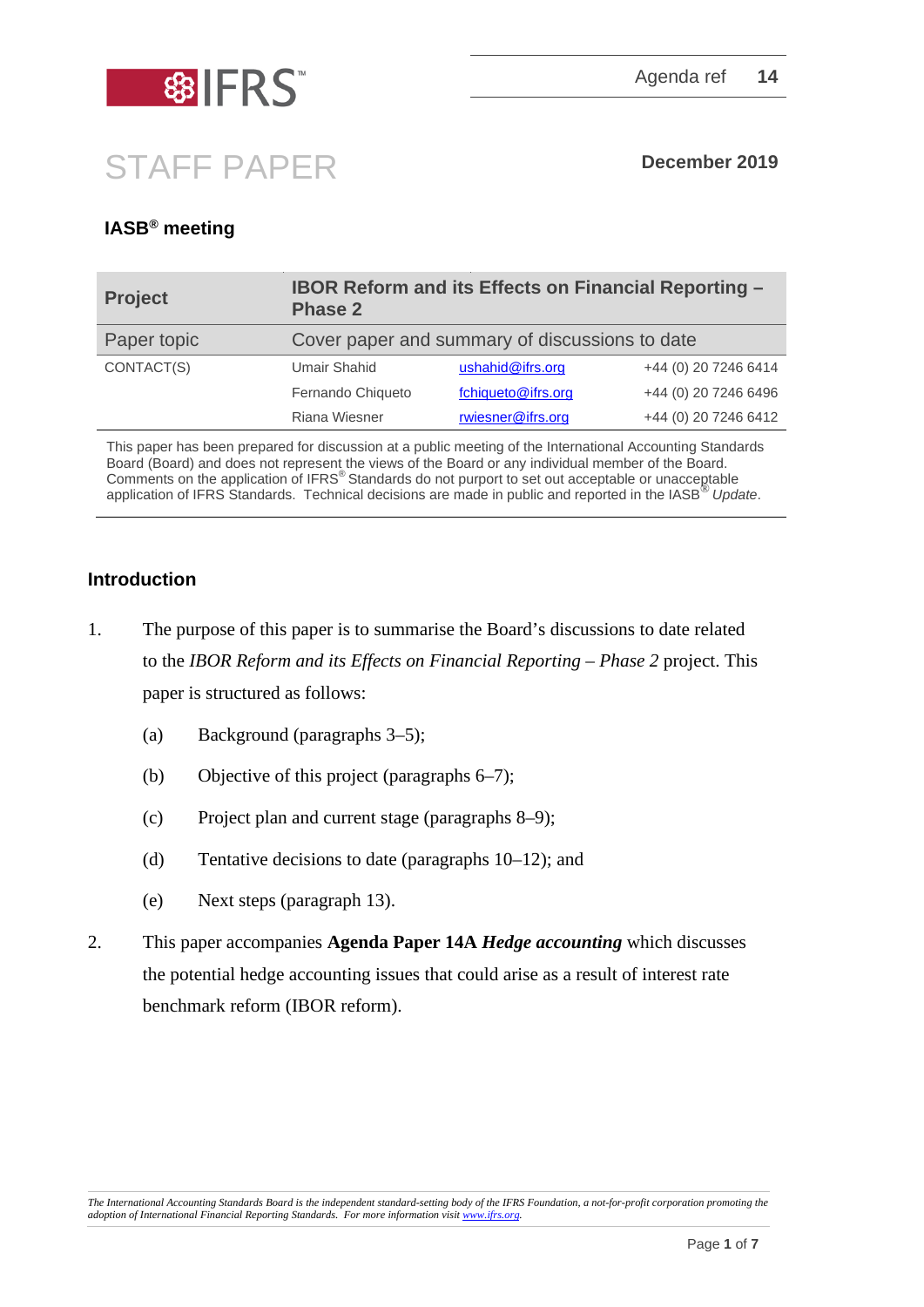IFRS

Agenda ref 14

# STAFF PAPER

**December 2019**

**IASB® meeting**

| **Project** | **IBOR Reform and its Effects on Financial Reporting – Phase 2** | | |
|---|---|---|---|
| Paper topic | Cover paper and summary of discussions to date | | |
| CONTACT(S) | Umair Shahid | ushahid@ifrs.org | +44 (0) 20 7246 6414 |
| | Fernando Chiqueto | fchiqueto@ifrs.org | +44 (0) 20 7246 6496 |
| | Riana Wiesner | rwiesner@ifrs.org | +44 (0) 20 7246 6412 |

This paper has been prepared for discussion at a public meeting of the International Accounting Standards Board (Board) and does not represent the views of the Board or any individual member of the Board. Comments on the application of IFRS® Standards do not purport to set out acceptable or unacceptable application of IFRS Standards. Technical decisions are made in public and reported in the IASB® *Update*.

## Introduction

1. The purpose of this paper is to summarise the Board's discussions to date related to the *IBOR Reform and its Effects on Financial Reporting – Phase 2* project. This paper is structured as follows:

   (a) Background (paragraphs 3–5);

   (b) Objective of this project (paragraphs 6–7);

   (c) Project plan and current stage (paragraphs 8–9);

   (d) Tentative decisions to date (paragraphs 10–12); and

   (e) Next steps (paragraph 13).

2. This paper accompanies **Agenda Paper 14A *Hedge accounting*** which discusses the potential hedge accounting issues that could arise as a result of interest rate benchmark reform (IBOR reform).

*The International Accounting Standards Board is the independent standard-setting body of the IFRS Foundation, a not-for-profit corporation promoting the adoption of International Financial Reporting Standards. For more information visit www.ifrs.org.*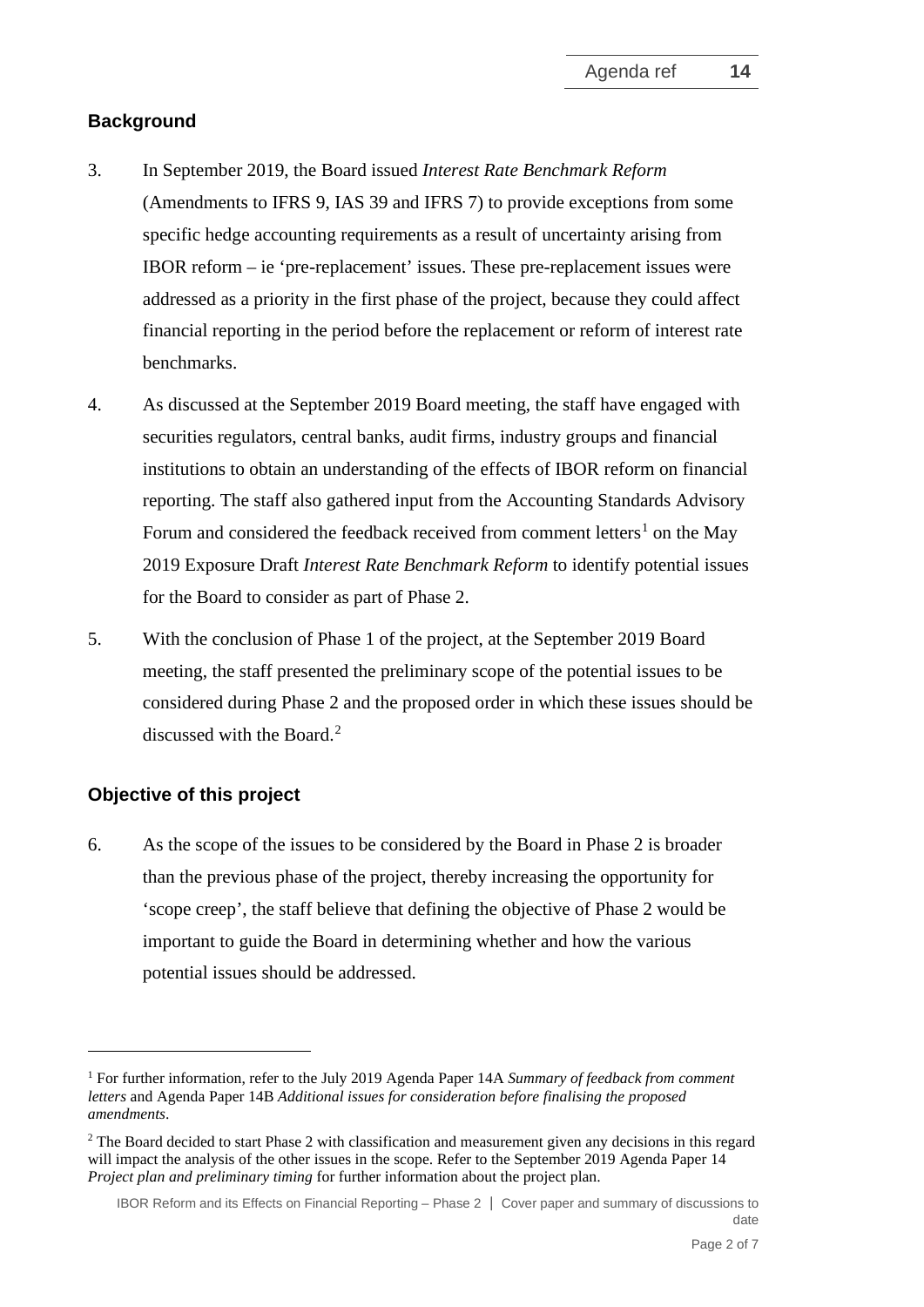## Background

3. In September 2019, the Board issued *Interest Rate Benchmark Reform* (Amendments to IFRS 9, IAS 39 and IFRS 7) to provide exceptions from some specific hedge accounting requirements as a result of uncertainty arising from IBOR reform – ie 'pre-replacement' issues. These pre-replacement issues were addressed as a priority in the first phase of the project, because they could affect financial reporting in the period before the replacement or reform of interest rate benchmarks.

4. As discussed at the September 2019 Board meeting, the staff have engaged with securities regulators, central banks, audit firms, industry groups and financial institutions to obtain an understanding of the effects of IBOR reform on financial reporting. The staff also gathered input from the Accounting Standards Advisory Forum and considered the feedback received from comment letters[1] on the May 2019 Exposure Draft *Interest Rate Benchmark Reform* to identify potential issues for the Board to consider as part of Phase 2.

5. With the conclusion of Phase 1 of the project, at the September 2019 Board meeting, the staff presented the preliminary scope of the potential issues to be considered during Phase 2 and the proposed order in which these issues should be discussed with the Board.[2]

## Objective of this project

6. As the scope of the issues to be considered by the Board in Phase 2 is broader than the previous phase of the project, thereby increasing the opportunity for 'scope creep', the staff believe that defining the objective of Phase 2 would be important to guide the Board in determining whether and how the various potential issues should be addressed.

---

[1] For further information, refer to the July 2019 Agenda Paper 14A *Summary of feedback from comment letters* and Agenda Paper 14B *Additional issues for consideration before finalising the proposed amendments*.

[2] The Board decided to start Phase 2 with classification and measurement given any decisions in this regard will impact the analysis of the other issues in the scope. Refer to the September 2019 Agenda Paper 14 *Project plan and preliminary timing* for further information about the project plan.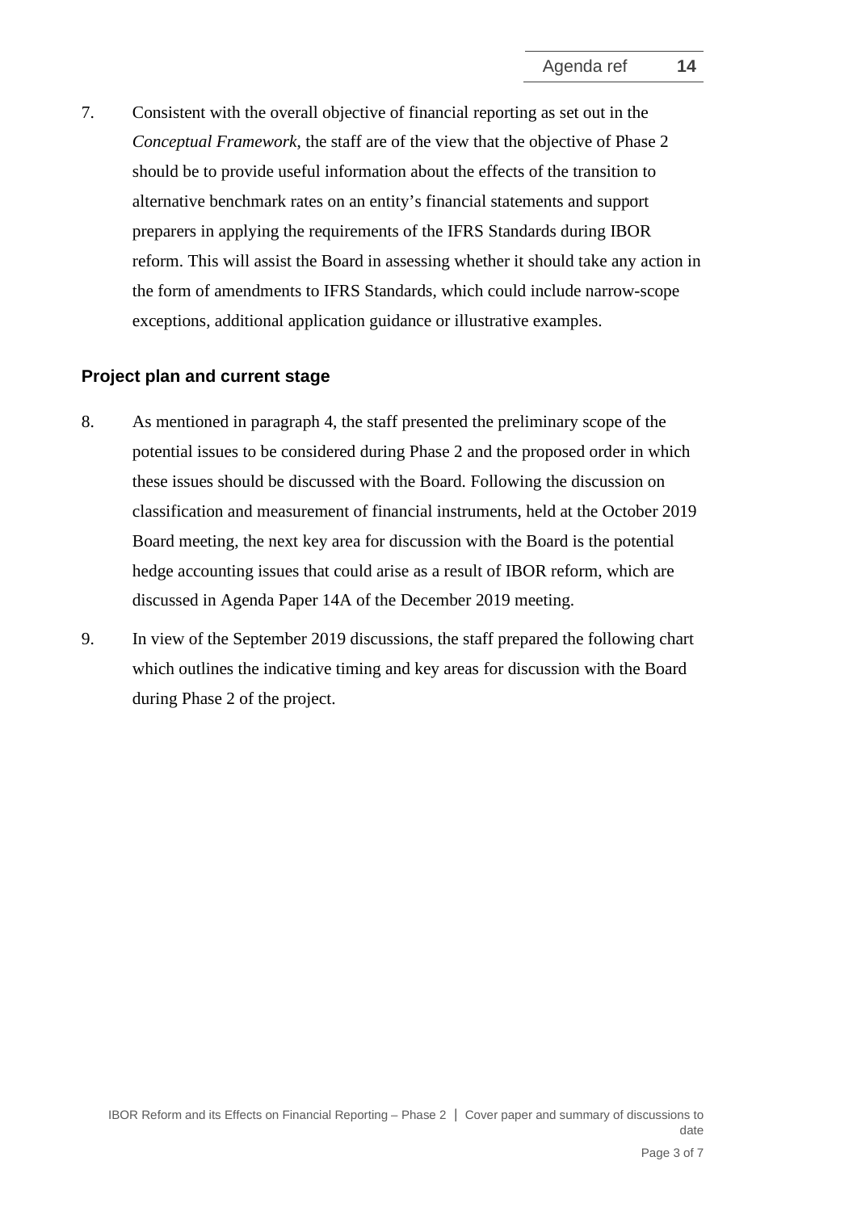7. Consistent with the overall objective of financial reporting as set out in the *Conceptual Framework*, the staff are of the view that the objective of Phase 2 should be to provide useful information about the effects of the transition to alternative benchmark rates on an entity's financial statements and support preparers in applying the requirements of the IFRS Standards during IBOR reform. This will assist the Board in assessing whether it should take any action in the form of amendments to IFRS Standards, which could include narrow-scope exceptions, additional application guidance or illustrative examples.

## Project plan and current stage

8. As mentioned in paragraph 4, the staff presented the preliminary scope of the potential issues to be considered during Phase 2 and the proposed order in which these issues should be discussed with the Board. Following the discussion on classification and measurement of financial instruments, held at the October 2019 Board meeting, the next key area for discussion with the Board is the potential hedge accounting issues that could arise as a result of IBOR reform, which are discussed in Agenda Paper 14A of the December 2019 meeting.

9. In view of the September 2019 discussions, the staff prepared the following chart which outlines the indicative timing and key areas for discussion with the Board during Phase 2 of the project.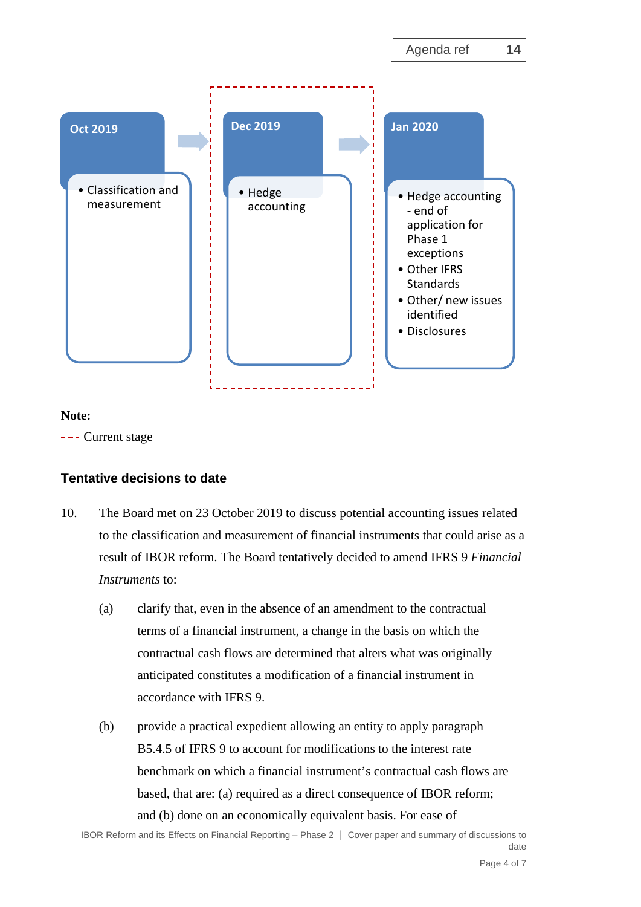**Oct 2019**

- Classification and measurement

**Dec 2019**

- Hedge accounting

**Jan 2020**

- Hedge accounting - end of application for Phase 1 exceptions
- Other IFRS Standards
- Other/ new issues identified
- Disclosures

**Note:**

- - - Current stage

### Tentative decisions to date

10. The Board met on 23 October 2019 to discuss potential accounting issues related to the classification and measurement of financial instruments that could arise as a result of IBOR reform. The Board tentatively decided to amend IFRS 9 *Financial Instruments* to:

    (a) clarify that, even in the absence of an amendment to the contractual terms of a financial instrument, a change in the basis on which the contractual cash flows are determined that alters what was originally anticipated constitutes a modification of a financial instrument in accordance with IFRS 9.

    (b) provide a practical expedient allowing an entity to apply paragraph B5.4.5 of IFRS 9 to account for modifications to the interest rate benchmark on which a financial instrument's contractual cash flows are based, that are: (a) required as a direct consequence of IBOR reform; and (b) done on an economically equivalent basis. For ease of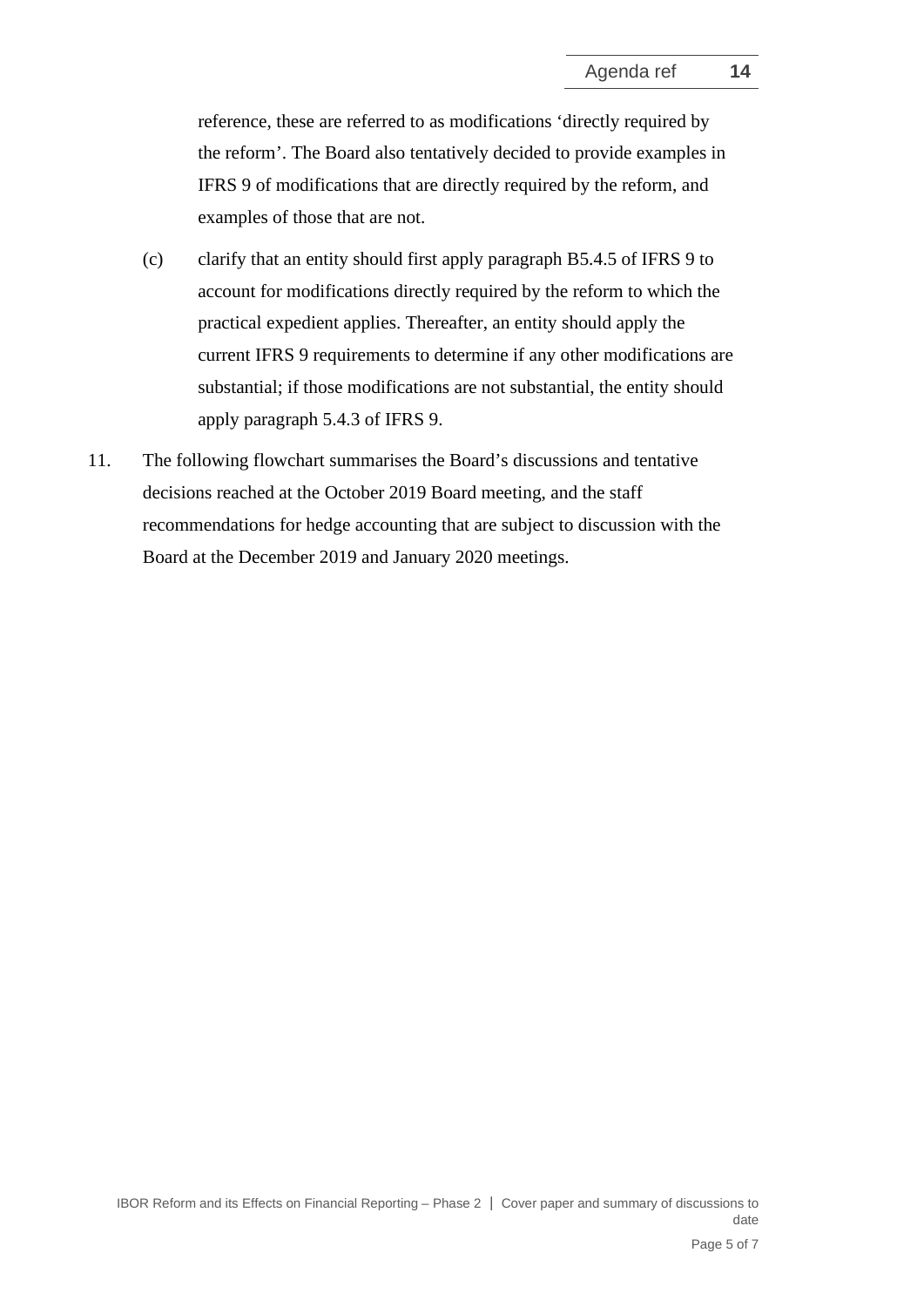reference, these are referred to as modifications 'directly required by the reform'. The Board also tentatively decided to provide examples in IFRS 9 of modifications that are directly required by the reform, and examples of those that are not.

(c) clarify that an entity should first apply paragraph B5.4.5 of IFRS 9 to account for modifications directly required by the reform to which the practical expedient applies. Thereafter, an entity should apply the current IFRS 9 requirements to determine if any other modifications are substantial; if those modifications are not substantial, the entity should apply paragraph 5.4.3 of IFRS 9.

11. The following flowchart summarises the Board's discussions and tentative decisions reached at the October 2019 Board meeting, and the staff recommendations for hedge accounting that are subject to discussion with the Board at the December 2019 and January 2020 meetings.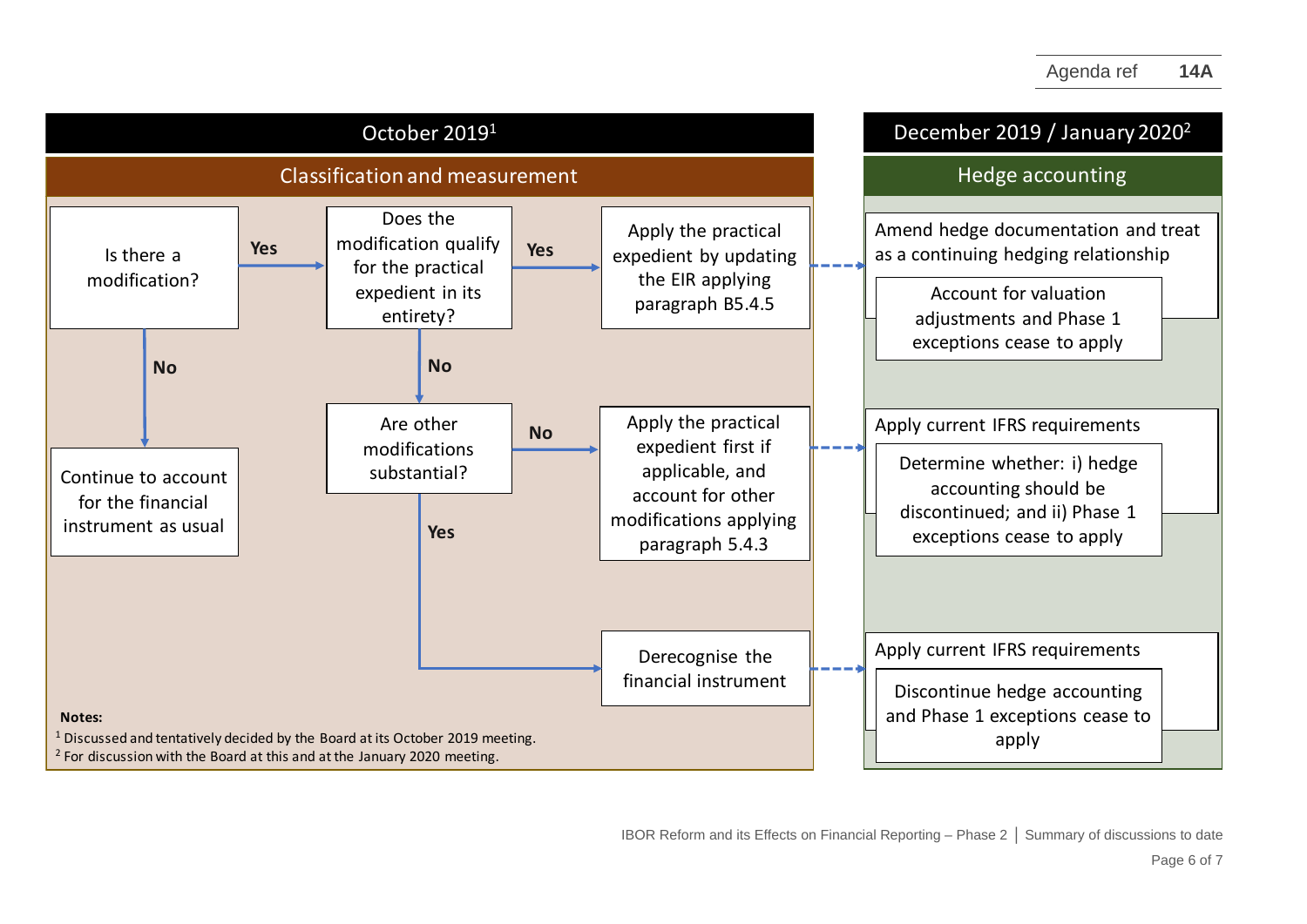## October 2019[1] — Classification and measurement

**Is there a modification?**

- **No** → Continue to account for the financial instrument as usual
- **Yes** → **Does the modification qualify for the practical expedient in its entirety?**
  - **Yes** → Apply the practical expedient by updating the EIR applying paragraph B5.4.5
  - **No** → **Are other modifications substantial?**
    - **No** → Apply the practical expedient first if applicable, and account for other modifications applying paragraph 5.4.3
    - **Yes** → Derecognise the financial instrument

## December 2019 / January 2020[2] — Hedge accounting

- Apply the practical expedient by updating the EIR applying paragraph B5.4.5 → Amend hedge documentation and treat as a continuing hedging relationship
  - Account for valuation adjustments and Phase 1 exceptions cease to apply
- Apply the practical expedient first if applicable, and account for other modifications applying paragraph 5.4.3 → Apply current IFRS requirements
  - Determine whether: i) hedge accounting should be discontinued; and ii) Phase 1 exceptions cease to apply
- Derecognise the financial instrument → Apply current IFRS requirements
  - Discontinue hedge accounting and Phase 1 exceptions cease to apply

**Notes:**

[1] Discussed and tentatively decided by the Board at its October 2019 meeting.

[2] For discussion with the Board at this and at the January 2020 meeting.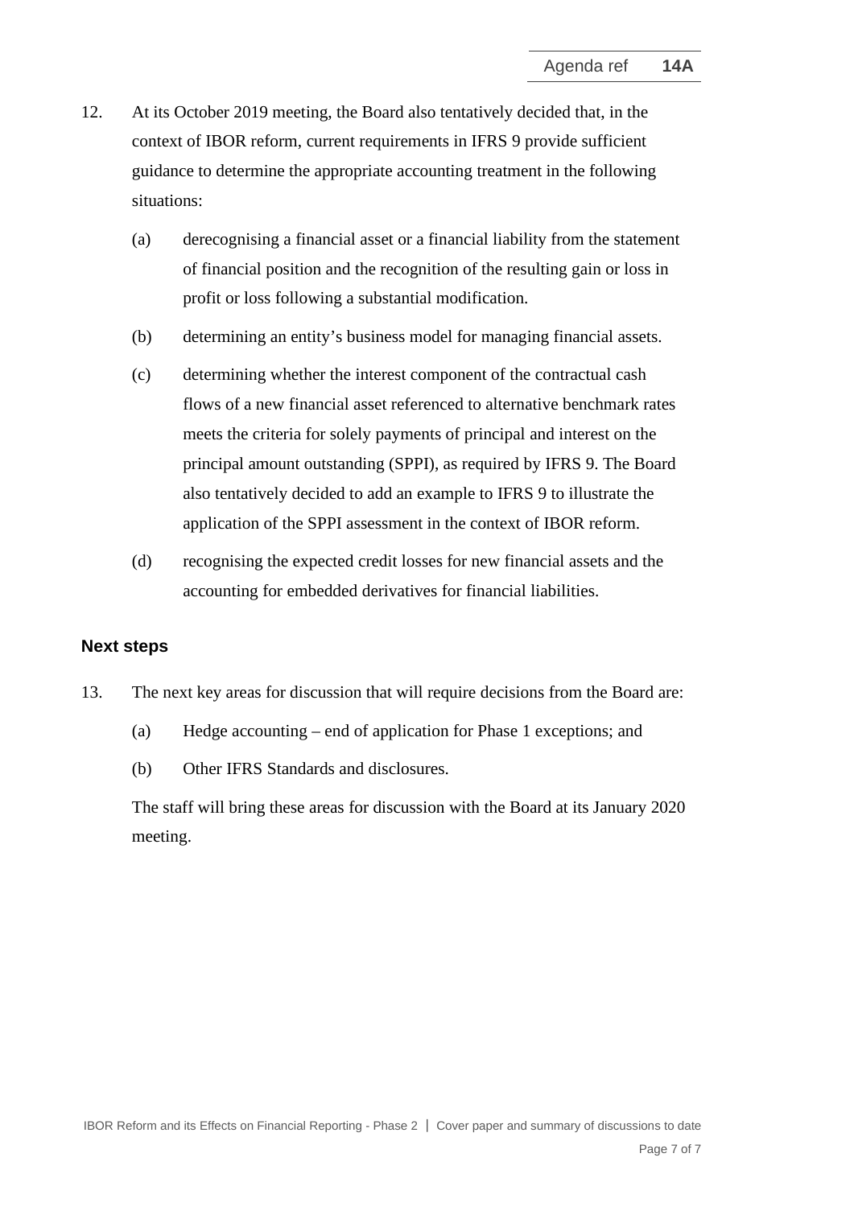12. At its October 2019 meeting, the Board also tentatively decided that, in the context of IBOR reform, current requirements in IFRS 9 provide sufficient guidance to determine the appropriate accounting treatment in the following situations:

    (a) derecognising a financial asset or a financial liability from the statement of financial position and the recognition of the resulting gain or loss in profit or loss following a substantial modification.

    (b) determining an entity's business model for managing financial assets.

    (c) determining whether the interest component of the contractual cash flows of a new financial asset referenced to alternative benchmark rates meets the criteria for solely payments of principal and interest on the principal amount outstanding (SPPI), as required by IFRS 9. The Board also tentatively decided to add an example to IFRS 9 to illustrate the application of the SPPI assessment in the context of IBOR reform.

    (d) recognising the expected credit losses for new financial assets and the accounting for embedded derivatives for financial liabilities.

## Next steps

13. The next key areas for discussion that will require decisions from the Board are:

    (a) Hedge accounting – end of application for Phase 1 exceptions; and

    (b) Other IFRS Standards and disclosures.

    The staff will bring these areas for discussion with the Board at its January 2020 meeting.